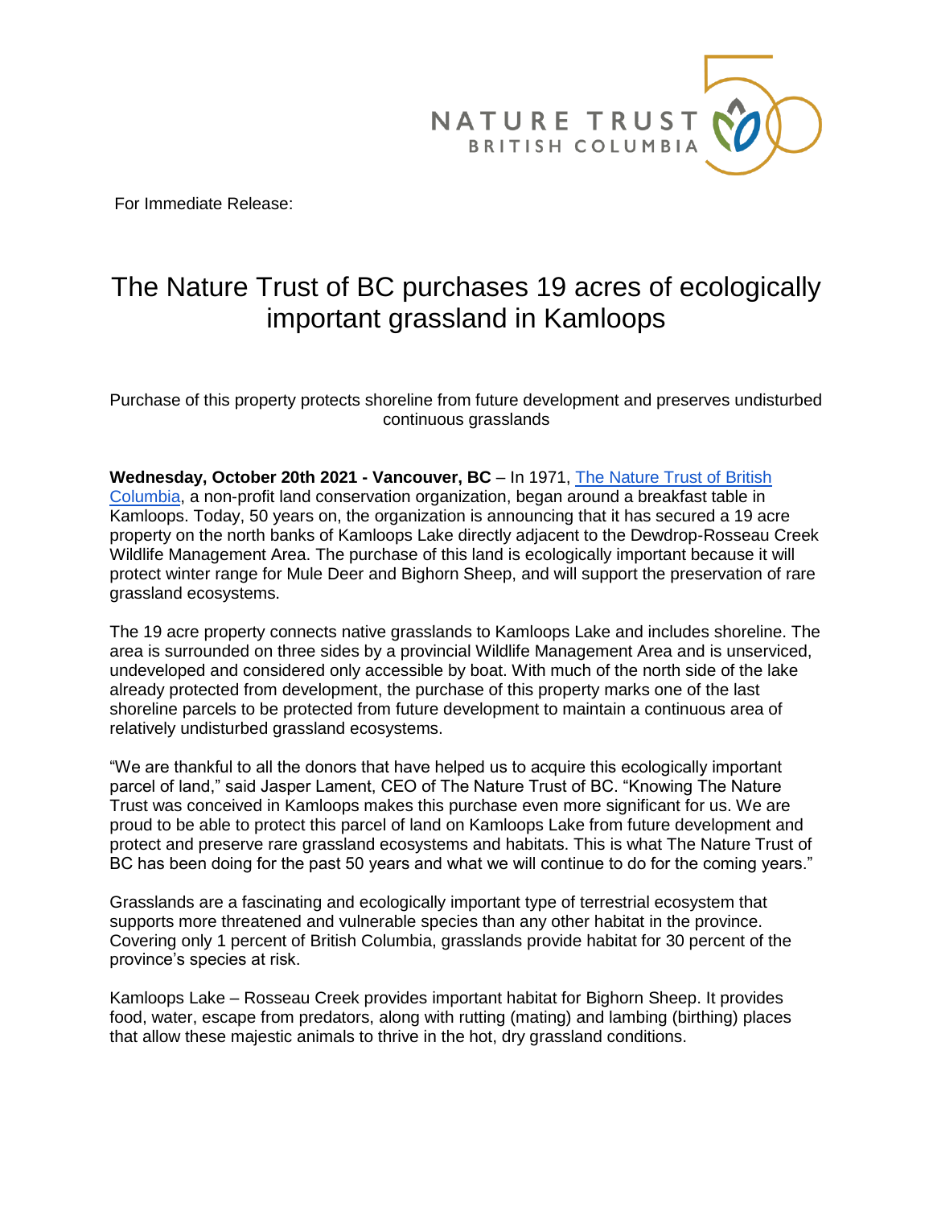NATURE TRUST BRITISH COLUMBIA

For Immediate Release:

# The Nature Trust of BC purchases 19 acres of ecologically important grassland in Kamloops

Purchase of this property protects shoreline from future development and preserves undisturbed continuous grasslands

**Wednesday, October 20th 2021 - Vancouver, BC** – In 1971, The Nature Trust of British Columbia, a non-profit land conservation organization, began around a breakfast table in Kamloops. Today, 50 years on, the organization is announcing that it has secured a 19 acre property on the north banks of Kamloops Lake directly adjacent to the Dewdrop-Rosseau Creek Wildlife Management Area. The purchase of this land is ecologically important because it will protect winter range for Mule Deer and Bighorn Sheep, and will support the preservation of rare grassland ecosystems.

The 19 acre property connects native grasslands to Kamloops Lake and includes shoreline. The area is surrounded on three sides by a provincial Wildlife Management Area and is unserviced, undeveloped and considered only accessible by boat. With much of the north side of the lake already protected from development, the purchase of this property marks one of the last shoreline parcels to be protected from future development to maintain a continuous area of relatively undisturbed grassland ecosystems.

"We are thankful to all the donors that have helped us to acquire this ecologically important parcel of land," said Jasper Lament, CEO of The Nature Trust of BC. "Knowing The Nature Trust was conceived in Kamloops makes this purchase even more significant for us. We are proud to be able to protect this parcel of land on Kamloops Lake from future development and protect and preserve rare grassland ecosystems and habitats. This is what The Nature Trust of BC has been doing for the past 50 years and what we will continue to do for the coming years."

Grasslands are a fascinating and ecologically important type of terrestrial ecosystem that supports more threatened and vulnerable species than any other habitat in the province. Covering only 1 percent of British Columbia, grasslands provide habitat for 30 percent of the province's species at risk.

Kamloops Lake – Rosseau Creek provides important habitat for Bighorn Sheep. It provides food, water, escape from predators, along with rutting (mating) and lambing (birthing) places that allow these majestic animals to thrive in the hot, dry grassland conditions.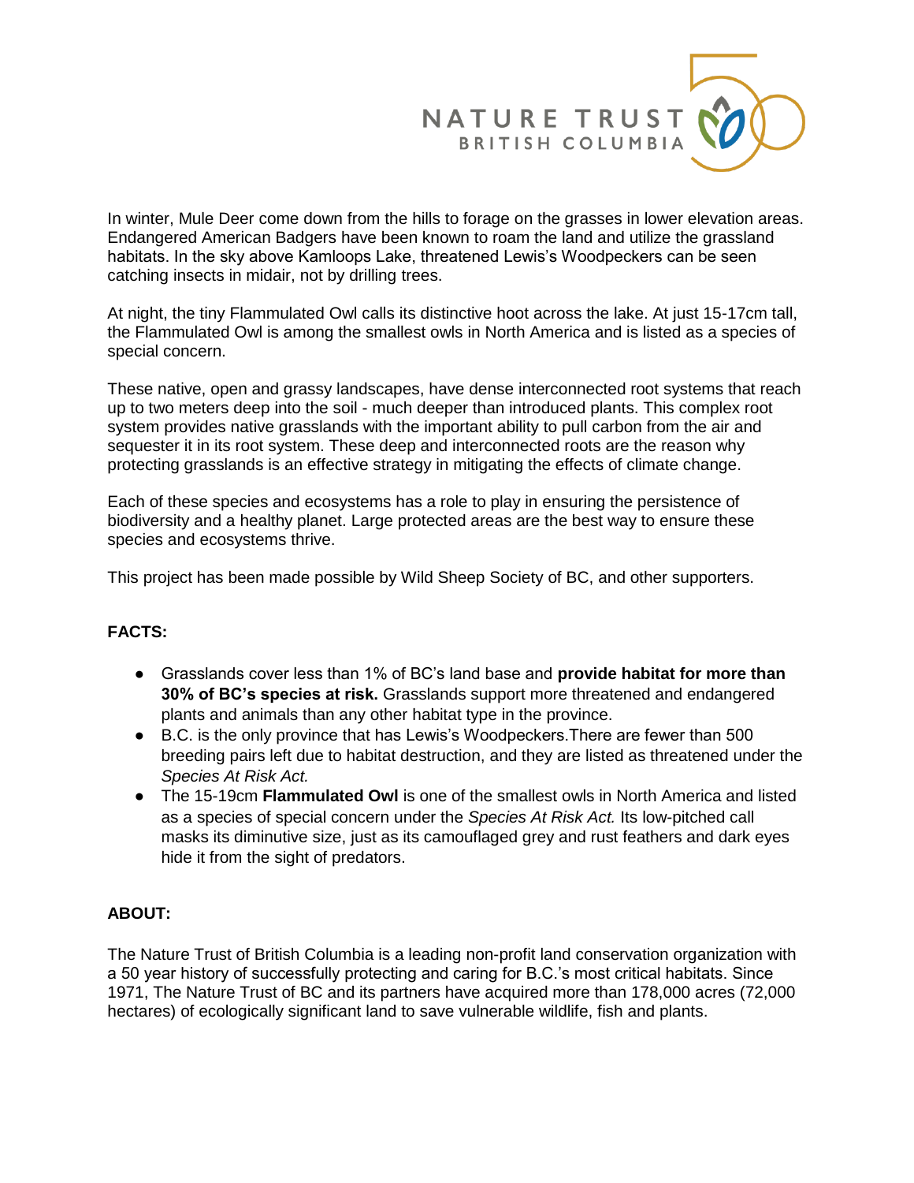In winter, Mule Deer come down from the hills to forage on the grasses in lower elevation areas. Endangered American Badgers have been known to roam the land and utilize the grassland habitats. In the sky above Kamloops Lake, threatened Lewis's Woodpeckers can be seen catching insects in midair, not by drilling trees.

At night, the tiny Flammulated Owl calls its distinctive hoot across the lake. At just 15-17cm tall, the Flammulated Owl is among the smallest owls in North America and is listed as a species of special concern.

These native, open and grassy landscapes, have dense interconnected root systems that reach up to two meters deep into the soil - much deeper than introduced plants. This complex root system provides native grasslands with the important ability to pull carbon from the air and sequester it in its root system. These deep and interconnected roots are the reason why protecting grasslands is an effective strategy in mitigating the effects of climate change.

Each of these species and ecosystems has a role to play in ensuring the persistence of biodiversity and a healthy planet. Large protected areas are the best way to ensure these species and ecosystems thrive.

This project has been made possible by Wild Sheep Society of BC, and other supporters.

## FACTS:

- Grasslands cover less than 1% of BC's land base and **provide habitat for more than 30% of BC's species at risk.** Grasslands support more threatened and endangered plants and animals than any other habitat type in the province.
- B.C. is the only province that has Lewis's Woodpeckers.There are fewer than 500 breeding pairs left due to habitat destruction, and they are listed as threatened under the *Species At Risk Act.*
- The 15-19cm **Flammulated Owl** is one of the smallest owls in North America and listed as a species of special concern under the *Species At Risk Act.* Its low-pitched call masks its diminutive size, just as its camouflaged grey and rust feathers and dark eyes hide it from the sight of predators.

## ABOUT:

The Nature Trust of British Columbia is a leading non-profit land conservation organization with a 50 year history of successfully protecting and caring for B.C.'s most critical habitats. Since 1971, The Nature Trust of BC and its partners have acquired more than 178,000 acres (72,000 hectares) of ecologically significant land to save vulnerable wildlife, fish and plants.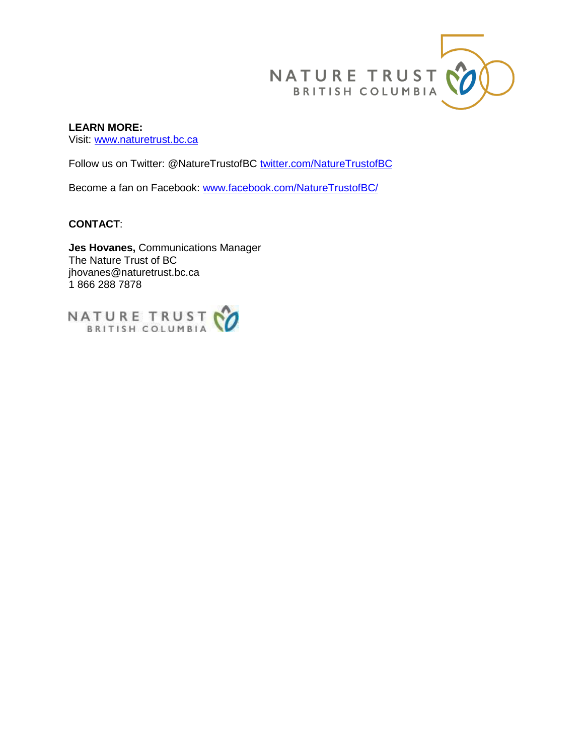**LEARN MORE:**
Visit: www.naturetrust.bc.ca

Follow us on Twitter: @NatureTrustofBC twitter.com/NatureTrustofBC

Become a fan on Facebook: www.facebook.com/NatureTrustofBC/

**CONTACT**:

**Jes Hovanes,** Communications Manager
The Nature Trust of BC
jhovanes@naturetrust.bc.ca
1 866 288 7878